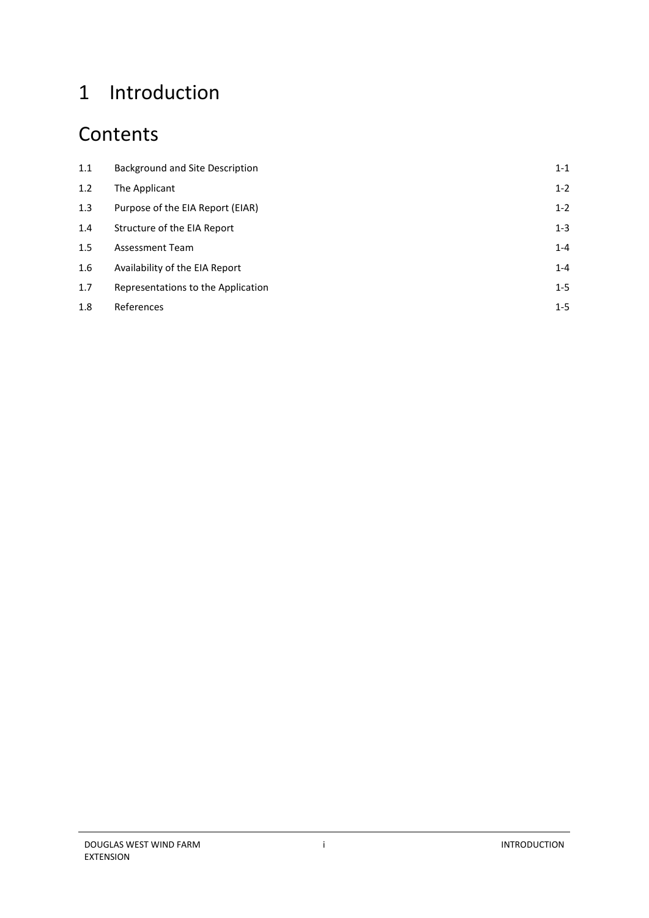# 1 Introduction

## Contents

| | | |
|---|---|---|
| 1.1 | Background and Site Description | 1-1 |
| 1.2 | The Applicant | 1-2 |
| 1.3 | Purpose of the EIA Report (EIAR) | 1-2 |
| 1.4 | Structure of the EIA Report | 1-3 |
| 1.5 | Assessment Team | 1-4 |
| 1.6 | Availability of the EIA Report | 1-4 |
| 1.7 | Representations to the Application | 1-5 |
| 1.8 | References | 1-5 |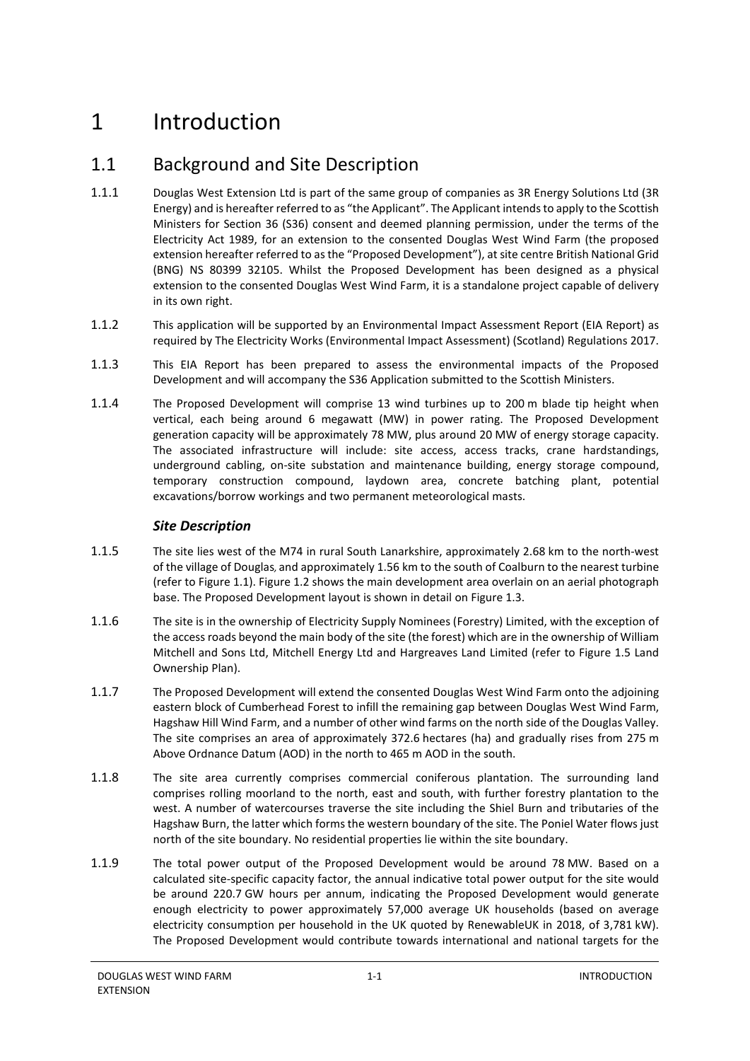# 1 Introduction

## 1.1 Background and Site Description

1.1.1 Douglas West Extension Ltd is part of the same group of companies as 3R Energy Solutions Ltd (3R Energy) and is hereafter referred to as "the Applicant". The Applicant intends to apply to the Scottish Ministers for Section 36 (S36) consent and deemed planning permission, under the terms of the Electricity Act 1989, for an extension to the consented Douglas West Wind Farm (the proposed extension hereafter referred to as the "Proposed Development"), at site centre British National Grid (BNG) NS 80399 32105. Whilst the Proposed Development has been designed as a physical extension to the consented Douglas West Wind Farm, it is a standalone project capable of delivery in its own right.

1.1.2 This application will be supported by an Environmental Impact Assessment Report (EIA Report) as required by The Electricity Works (Environmental Impact Assessment) (Scotland) Regulations 2017.

1.1.3 This EIA Report has been prepared to assess the environmental impacts of the Proposed Development and will accompany the S36 Application submitted to the Scottish Ministers.

1.1.4 The Proposed Development will comprise 13 wind turbines up to 200 m blade tip height when vertical, each being around 6 megawatt (MW) in power rating. The Proposed Development generation capacity will be approximately 78 MW, plus around 20 MW of energy storage capacity. The associated infrastructure will include: site access, access tracks, crane hardstandings, underground cabling, on-site substation and maintenance building, energy storage compound, temporary construction compound, laydown area, concrete batching plant, potential excavations/borrow workings and two permanent meteorological masts.

### *Site Description*

1.1.5 The site lies west of the M74 in rural South Lanarkshire, approximately 2.68 km to the north-west of the village of Douglas, and approximately 1.56 km to the south of Coalburn to the nearest turbine (refer to Figure 1.1). Figure 1.2 shows the main development area overlain on an aerial photograph base. The Proposed Development layout is shown in detail on Figure 1.3.

1.1.6 The site is in the ownership of Electricity Supply Nominees (Forestry) Limited, with the exception of the access roads beyond the main body of the site (the forest) which are in the ownership of William Mitchell and Sons Ltd, Mitchell Energy Ltd and Hargreaves Land Limited (refer to Figure 1.5 Land Ownership Plan).

1.1.7 The Proposed Development will extend the consented Douglas West Wind Farm onto the adjoining eastern block of Cumberhead Forest to infill the remaining gap between Douglas West Wind Farm, Hagshaw Hill Wind Farm, and a number of other wind farms on the north side of the Douglas Valley. The site comprises an area of approximately 372.6 hectares (ha) and gradually rises from 275 m Above Ordnance Datum (AOD) in the north to 465 m AOD in the south.

1.1.8 The site area currently comprises commercial coniferous plantation. The surrounding land comprises rolling moorland to the north, east and south, with further forestry plantation to the west. A number of watercourses traverse the site including the Shiel Burn and tributaries of the Hagshaw Burn, the latter which forms the western boundary of the site. The Poniel Water flows just north of the site boundary. No residential properties lie within the site boundary.

1.1.9 The total power output of the Proposed Development would be around 78 MW. Based on a calculated site-specific capacity factor, the annual indicative total power output for the site would be around 220.7 GW hours per annum, indicating the Proposed Development would generate enough electricity to power approximately 57,000 average UK households (based on average electricity consumption per household in the UK quoted by RenewableUK in 2018, of 3,781 kW). The Proposed Development would contribute towards international and national targets for the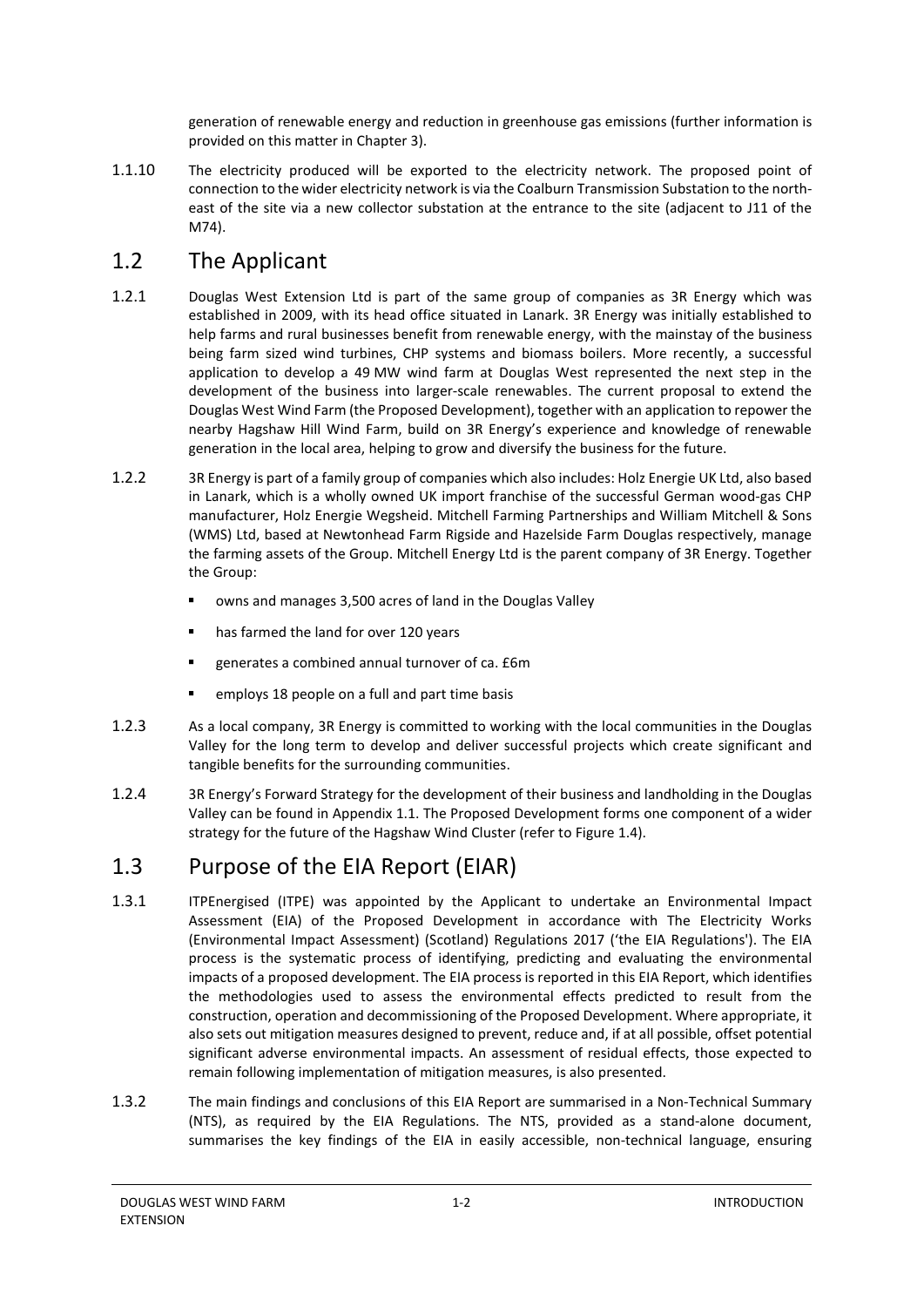generation of renewable energy and reduction in greenhouse gas emissions (further information is provided on this matter in Chapter 3).

1.1.10 The electricity produced will be exported to the electricity network. The proposed point of connection to the wider electricity network is via the Coalburn Transmission Substation to the north-east of the site via a new collector substation at the entrance to the site (adjacent to J11 of the M74).

## 1.2 The Applicant

1.2.1 Douglas West Extension Ltd is part of the same group of companies as 3R Energy which was established in 2009, with its head office situated in Lanark. 3R Energy was initially established to help farms and rural businesses benefit from renewable energy, with the mainstay of the business being farm sized wind turbines, CHP systems and biomass boilers. More recently, a successful application to develop a 49 MW wind farm at Douglas West represented the next step in the development of the business into larger-scale renewables. The current proposal to extend the Douglas West Wind Farm (the Proposed Development), together with an application to repower the nearby Hagshaw Hill Wind Farm, build on 3R Energy's experience and knowledge of renewable generation in the local area, helping to grow and diversify the business for the future.

1.2.2 3R Energy is part of a family group of companies which also includes: Holz Energie UK Ltd, also based in Lanark, which is a wholly owned UK import franchise of the successful German wood-gas CHP manufacturer, Holz Energie Wegsheid. Mitchell Farming Partnerships and William Mitchell & Sons (WMS) Ltd, based at Newtonhead Farm Rigside and Hazelside Farm Douglas respectively, manage the farming assets of the Group. Mitchell Energy Ltd is the parent company of 3R Energy. Together the Group:

- owns and manages 3,500 acres of land in the Douglas Valley
- has farmed the land for over 120 years
- generates a combined annual turnover of ca. £6m
- employs 18 people on a full and part time basis

1.2.3 As a local company, 3R Energy is committed to working with the local communities in the Douglas Valley for the long term to develop and deliver successful projects which create significant and tangible benefits for the surrounding communities.

1.2.4 3R Energy's Forward Strategy for the development of their business and landholding in the Douglas Valley can be found in Appendix 1.1. The Proposed Development forms one component of a wider strategy for the future of the Hagshaw Wind Cluster (refer to Figure 1.4).

## 1.3 Purpose of the EIA Report (EIAR)

1.3.1 ITPEnergised (ITPE) was appointed by the Applicant to undertake an Environmental Impact Assessment (EIA) of the Proposed Development in accordance with The Electricity Works (Environmental Impact Assessment) (Scotland) Regulations 2017 ('the EIA Regulations'). The EIA process is the systematic process of identifying, predicting and evaluating the environmental impacts of a proposed development. The EIA process is reported in this EIA Report, which identifies the methodologies used to assess the environmental effects predicted to result from the construction, operation and decommissioning of the Proposed Development. Where appropriate, it also sets out mitigation measures designed to prevent, reduce and, if at all possible, offset potential significant adverse environmental impacts. An assessment of residual effects, those expected to remain following implementation of mitigation measures, is also presented.

1.3.2 The main findings and conclusions of this EIA Report are summarised in a Non-Technical Summary (NTS), as required by the EIA Regulations. The NTS, provided as a stand-alone document, summarises the key findings of the EIA in easily accessible, non-technical language, ensuring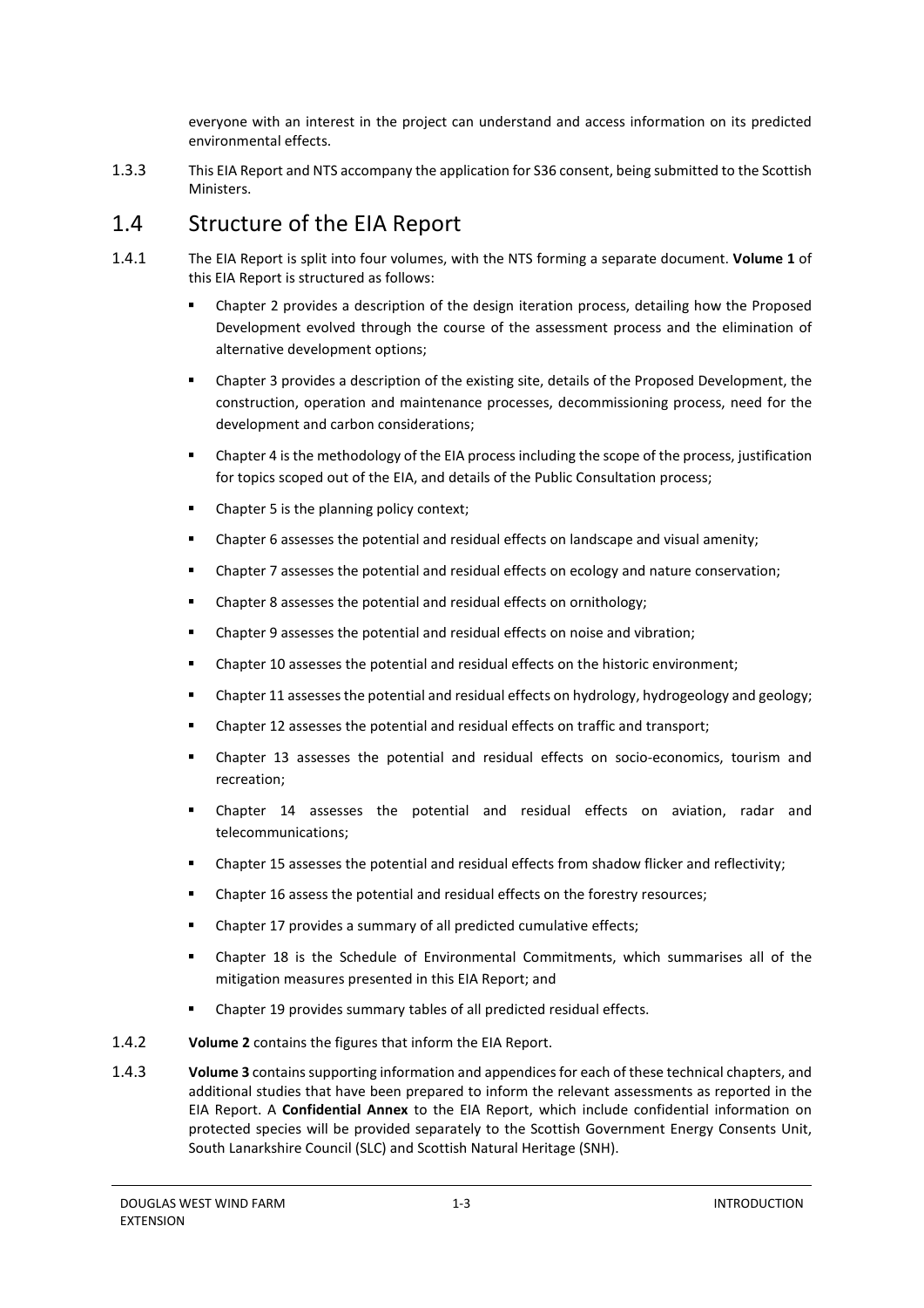everyone with an interest in the project can understand and access information on its predicted environmental effects.

1.3.3 This EIA Report and NTS accompany the application for S36 consent, being submitted to the Scottish Ministers.

## 1.4 Structure of the EIA Report

1.4.1 The EIA Report is split into four volumes, with the NTS forming a separate document. **Volume 1** of this EIA Report is structured as follows:

- Chapter 2 provides a description of the design iteration process, detailing how the Proposed Development evolved through the course of the assessment process and the elimination of alternative development options;
- Chapter 3 provides a description of the existing site, details of the Proposed Development, the construction, operation and maintenance processes, decommissioning process, need for the development and carbon considerations;
- Chapter 4 is the methodology of the EIA process including the scope of the process, justification for topics scoped out of the EIA, and details of the Public Consultation process;
- Chapter 5 is the planning policy context;
- Chapter 6 assesses the potential and residual effects on landscape and visual amenity;
- Chapter 7 assesses the potential and residual effects on ecology and nature conservation;
- Chapter 8 assesses the potential and residual effects on ornithology;
- Chapter 9 assesses the potential and residual effects on noise and vibration;
- Chapter 10 assesses the potential and residual effects on the historic environment;
- Chapter 11 assesses the potential and residual effects on hydrology, hydrogeology and geology;
- Chapter 12 assesses the potential and residual effects on traffic and transport;
- Chapter 13 assesses the potential and residual effects on socio-economics, tourism and recreation;
- Chapter 14 assesses the potential and residual effects on aviation, radar and telecommunications;
- Chapter 15 assesses the potential and residual effects from shadow flicker and reflectivity;
- Chapter 16 assess the potential and residual effects on the forestry resources;
- Chapter 17 provides a summary of all predicted cumulative effects;
- Chapter 18 is the Schedule of Environmental Commitments, which summarises all of the mitigation measures presented in this EIA Report; and
- Chapter 19 provides summary tables of all predicted residual effects.

1.4.2 **Volume 2** contains the figures that inform the EIA Report.

1.4.3 **Volume 3** contains supporting information and appendices for each of these technical chapters, and additional studies that have been prepared to inform the relevant assessments as reported in the EIA Report. A **Confidential Annex** to the EIA Report, which include confidential information on protected species will be provided separately to the Scottish Government Energy Consents Unit, South Lanarkshire Council (SLC) and Scottish Natural Heritage (SNH).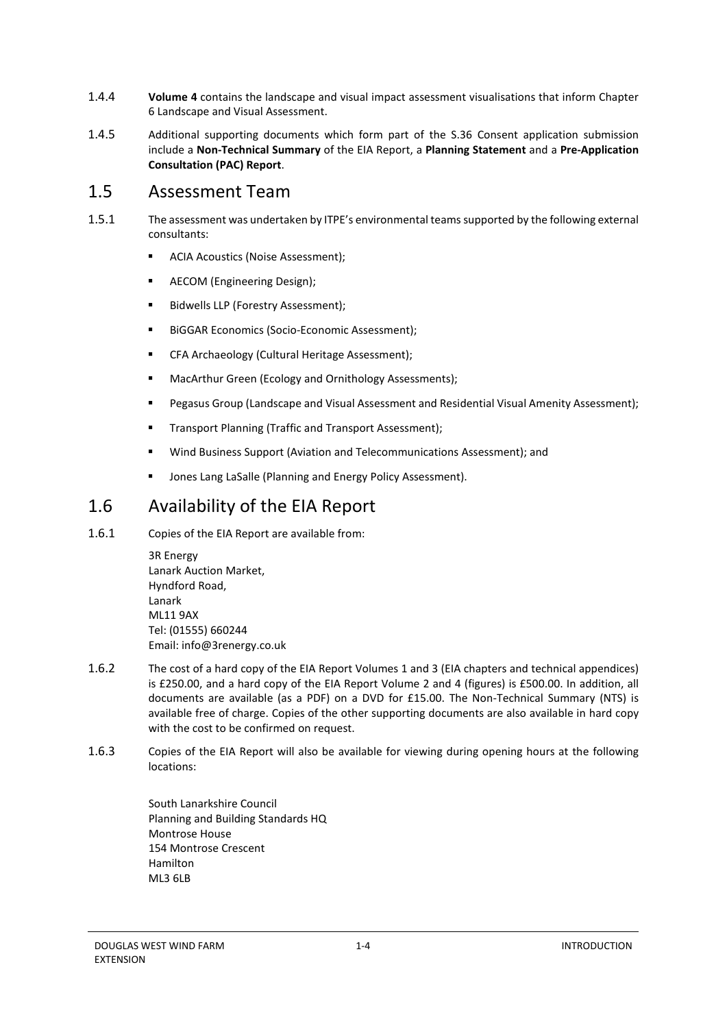1.4.4 **Volume 4** contains the landscape and visual impact assessment visualisations that inform Chapter 6 Landscape and Visual Assessment.

1.4.5 Additional supporting documents which form part of the S.36 Consent application submission include a **Non-Technical Summary** of the EIA Report, a **Planning Statement** and a **Pre-Application Consultation (PAC) Report**.

## 1.5 Assessment Team

1.5.1 The assessment was undertaken by ITPE's environmental teams supported by the following external consultants:

- ACIA Acoustics (Noise Assessment);
- AECOM (Engineering Design);
- Bidwells LLP (Forestry Assessment);
- BiGGAR Economics (Socio-Economic Assessment);
- CFA Archaeology (Cultural Heritage Assessment);
- MacArthur Green (Ecology and Ornithology Assessments);
- Pegasus Group (Landscape and Visual Assessment and Residential Visual Amenity Assessment);
- Transport Planning (Traffic and Transport Assessment);
- Wind Business Support (Aviation and Telecommunications Assessment); and
- Jones Lang LaSalle (Planning and Energy Policy Assessment).

## 1.6 Availability of the EIA Report

1.6.1 Copies of the EIA Report are available from:

3R Energy  
Lanark Auction Market,  
Hyndford Road,  
Lanark  
ML11 9AX  
Tel: (01555) 660244  
Email: info@3renergy.co.uk

1.6.2 The cost of a hard copy of the EIA Report Volumes 1 and 3 (EIA chapters and technical appendices) is £250.00, and a hard copy of the EIA Report Volume 2 and 4 (figures) is £500.00. In addition, all documents are available (as a PDF) on a DVD for £15.00. The Non-Technical Summary (NTS) is available free of charge. Copies of the other supporting documents are also available in hard copy with the cost to be confirmed on request.

1.6.3 Copies of the EIA Report will also be available for viewing during opening hours at the following locations:

South Lanarkshire Council  
Planning and Building Standards HQ  
Montrose House  
154 Montrose Crescent  
Hamilton  
ML3 6LB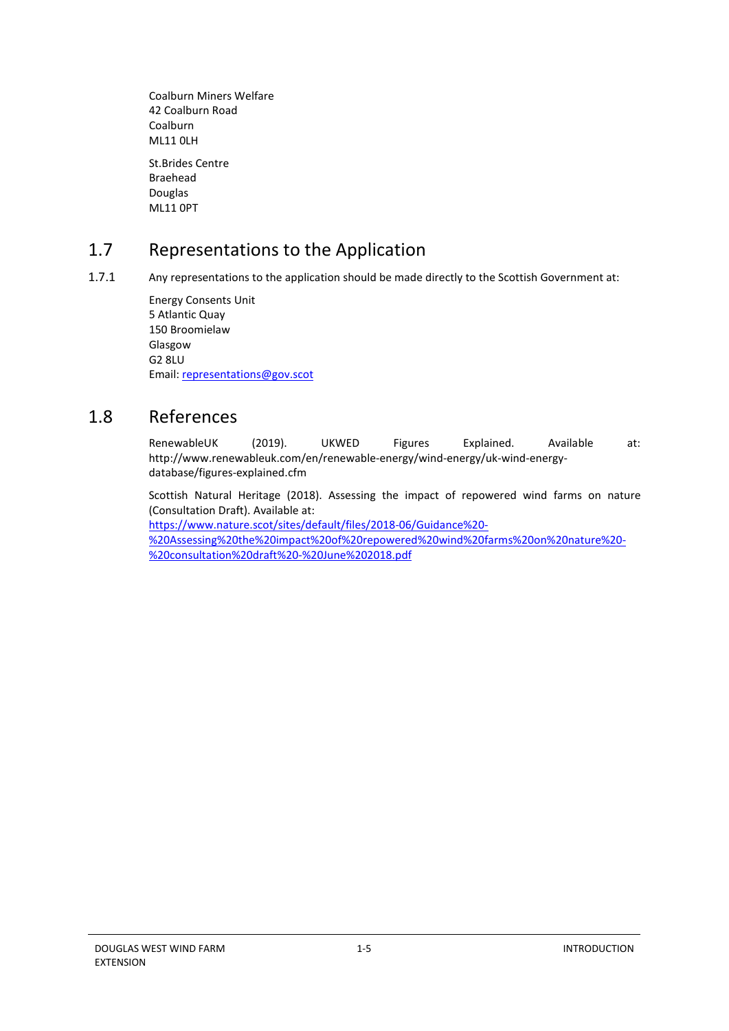Coalburn Miners Welfare
42 Coalburn Road
Coalburn
ML11 0LH

St.Brides Centre
Braehead
Douglas
ML11 0PT

## 1.7 Representations to the Application

1.7.1 Any representations to the application should be made directly to the Scottish Government at:

Energy Consents Unit
5 Atlantic Quay
150 Broomielaw
Glasgow
G2 8LU
Email: representations@gov.scot

## 1.8 References

RenewableUK (2019). UKWED Figures Explained. Available at: http://www.renewableuk.com/en/renewable-energy/wind-energy/uk-wind-energy-database/figures-explained.cfm

Scottish Natural Heritage (2018). Assessing the impact of repowered wind farms on nature (Consultation Draft). Available at: https://www.nature.scot/sites/default/files/2018-06/Guidance%20-%20Assessing%20the%20impact%20of%20repowered%20wind%20farms%20on%20nature%20-%20consultation%20draft%20-%20June%202018.pdf